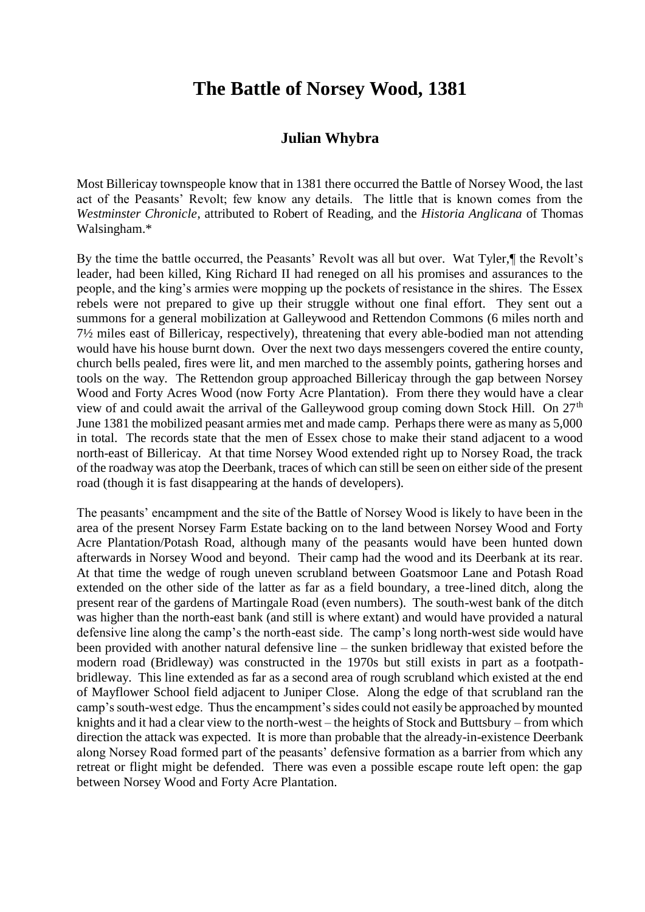# The Battle of Norsey Wood, 1381

### Julian Whybra

Most Billericay townspeople know that in 1381 there occurred the Battle of Norsey Wood, the last act of the Peasants' Revolt; few know any details. The little that is known comes from the *Westminster Chronicle*, attributed to Robert of Reading, and the *Historia Anglicana* of Thomas Walsingham.*

By the time the battle occurred, the Peasants' Revolt was all but over. Wat Tyler,¶ the Revolt's leader, had been killed, King Richard II had reneged on all his promises and assurances to the people, and the king's armies were mopping up the pockets of resistance in the shires. The Essex rebels were not prepared to give up their struggle without one final effort. They sent out a summons for a general mobilization at Galleywood and Rettendon Commons (6 miles north and 7½ miles east of Billericay, respectively), threatening that every able-bodied man not attending would have his house burnt down. Over the next two days messengers covered the entire county, church bells pealed, fires were lit, and men marched to the assembly points, gathering horses and tools on the way. The Rettendon group approached Billericay through the gap between Norsey Wood and Forty Acres Wood (now Forty Acre Plantation). From there they would have a clear view of and could await the arrival of the Galleywood group coming down Stock Hill. On 27th June 1381 the mobilized peasant armies met and made camp. Perhaps there were as many as 5,000 in total. The records state that the men of Essex chose to make their stand adjacent to a wood north-east of Billericay. At that time Norsey Wood extended right up to Norsey Road, the track of the roadway was atop the Deerbank, traces of which can still be seen on either side of the present road (though it is fast disappearing at the hands of developers).

The peasants' encampment and the site of the Battle of Norsey Wood is likely to have been in the area of the present Norsey Farm Estate backing on to the land between Norsey Wood and Forty Acre Plantation/Potash Road, although many of the peasants would have been hunted down afterwards in Norsey Wood and beyond. Their camp had the wood and its Deerbank at its rear. At that time the wedge of rough uneven scrubland between Goatsmoor Lane and Potash Road extended on the other side of the latter as far as a field boundary, a tree-lined ditch, along the present rear of the gardens of Martingale Road (even numbers). The south-west bank of the ditch was higher than the north-east bank (and still is where extant) and would have provided a natural defensive line along the camp's north-east side. The camp's long north-west side would have been provided with another natural defensive line – the sunken bridleway that existed before the modern road (Bridleway) was constructed in the 1970s but still exists in part as a footpath-bridleway. This line extended as far as a second area of rough scrubland which existed at the end of Mayflower School field adjacent to Juniper Close. Along the edge of that scrubland ran the camp's south-west edge. Thus the encampment's sides could not easily be approached by mounted knights and it had a clear view to the north-west – the heights of Stock and Buttsbury – from which direction the attack was expected. It is more than probable that the already-in-existence Deerbank along Norsey Road formed part of the peasants' defensive formation as a barrier from which any retreat or flight might be defended. There was even a possible escape route left open: the gap between Norsey Wood and Forty Acre Plantation.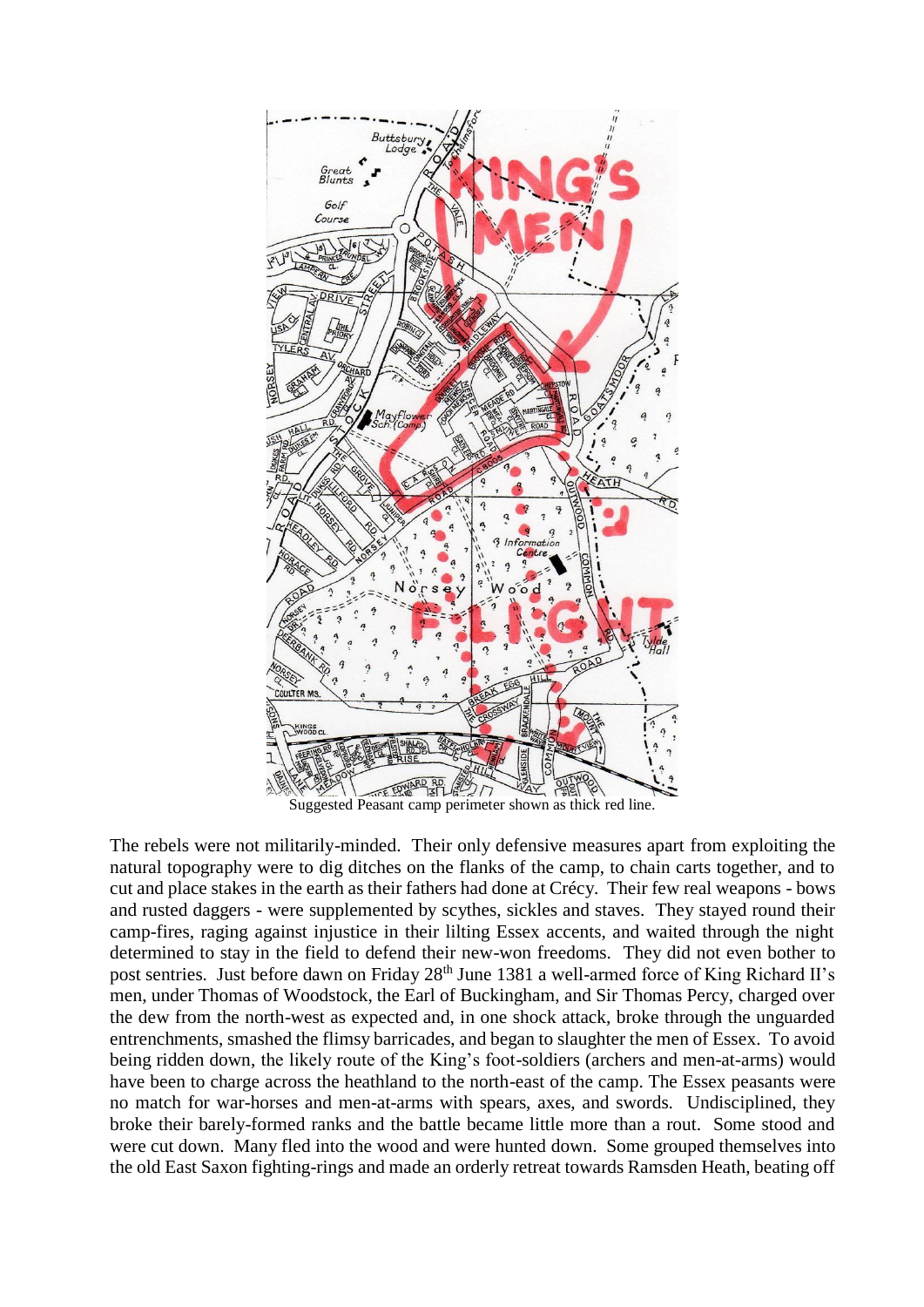Suggested Peasant camp perimeter shown as thick red line.

The rebels were not militarily-minded. Their only defensive measures apart from exploiting the natural topography were to dig ditches on the flanks of the camp, to chain carts together, and to cut and place stakes in the earth as their fathers had done at Crécy. Their few real weapons - bows and rusted daggers - were supplemented by scythes, sickles and staves. They stayed round their camp-fires, raging against injustice in their lilting Essex accents, and waited through the night determined to stay in the field to defend their new-won freedoms. They did not even bother to post sentries. Just before dawn on Friday 28th June 1381 a well-armed force of King Richard II's men, under Thomas of Woodstock, the Earl of Buckingham, and Sir Thomas Percy, charged over the dew from the north-west as expected and, in one shock attack, broke through the unguarded entrenchments, smashed the flimsy barricades, and began to slaughter the men of Essex. To avoid being ridden down, the likely route of the King's foot-soldiers (archers and men-at-arms) would have been to charge across the heathland to the north-east of the camp. The Essex peasants were no match for war-horses and men-at-arms with spears, axes, and swords. Undisciplined, they broke their barely-formed ranks and the battle became little more than a rout. Some stood and were cut down. Many fled into the wood and were hunted down. Some grouped themselves into the old East Saxon fighting-rings and made an orderly retreat towards Ramsden Heath, beating off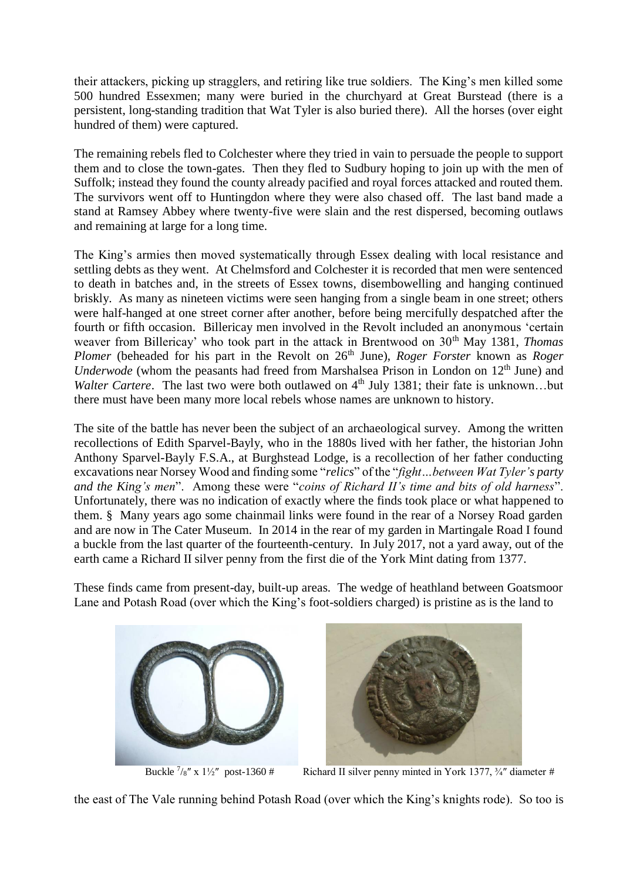their attackers, picking up stragglers, and retiring like true soldiers. The King's men killed some 500 hundred Essexmen; many were buried in the churchyard at Great Burstead (there is a persistent, long-standing tradition that Wat Tyler is also buried there). All the horses (over eight hundred of them) were captured.

The remaining rebels fled to Colchester where they tried in vain to persuade the people to support them and to close the town-gates. Then they fled to Sudbury hoping to join up with the men of Suffolk; instead they found the county already pacified and royal forces attacked and routed them. The survivors went off to Huntingdon where they were also chased off. The last band made a stand at Ramsey Abbey where twenty-five were slain and the rest dispersed, becoming outlaws and remaining at large for a long time.

The King's armies then moved systematically through Essex dealing with local resistance and settling debts as they went. At Chelmsford and Colchester it is recorded that men were sentenced to death in batches and, in the streets of Essex towns, disembowelling and hanging continued briskly. As many as nineteen victims were seen hanging from a single beam in one street; others were half-hanged at one street corner after another, before being mercifully despatched after the fourth or fifth occasion. Billericay men involved in the Revolt included an anonymous 'certain weaver from Billericay' who took part in the attack in Brentwood on 30th May 1381, *Thomas Plomer* (beheaded for his part in the Revolt on 26th June), *Roger Forster* known as *Roger Underwode* (whom the peasants had freed from Marshalsea Prison in London on 12th June) and *Walter Cartere*. The last two were both outlawed on 4th July 1381; their fate is unknown…but there must have been many more local rebels whose names are unknown to history.

The site of the battle has never been the subject of an archaeological survey. Among the written recollections of Edith Sparvel-Bayly, who in the 1880s lived with her father, the historian John Anthony Sparvel-Bayly F.S.A., at Burghstead Lodge, is a recollection of her father conducting excavations near Norsey Wood and finding some "*relics*" of the "*fight…between Wat Tyler's party and the King's men*". Among these were "*coins of Richard II's time and bits of old harness*". Unfortunately, there was no indication of exactly where the finds took place or what happened to them. § Many years ago some chainmail links were found in the rear of a Norsey Road garden and are now in The Cater Museum. In 2014 in the rear of my garden in Martingale Road I found a buckle from the last quarter of the fourteenth-century. In July 2017, not a yard away, out of the earth came a Richard II silver penny from the first die of the York Mint dating from 1377.

These finds came from present-day, built-up areas. The wedge of heathland between Goatsmoor Lane and Potash Road (over which the King's foot-soldiers charged) is pristine as is the land to

Buckle 7/8″ x 1½″ post-1360 #

Richard II silver penny minted in York 1377, ¾″ diameter #

the east of The Vale running behind Potash Road (over which the King's knights rode). So too is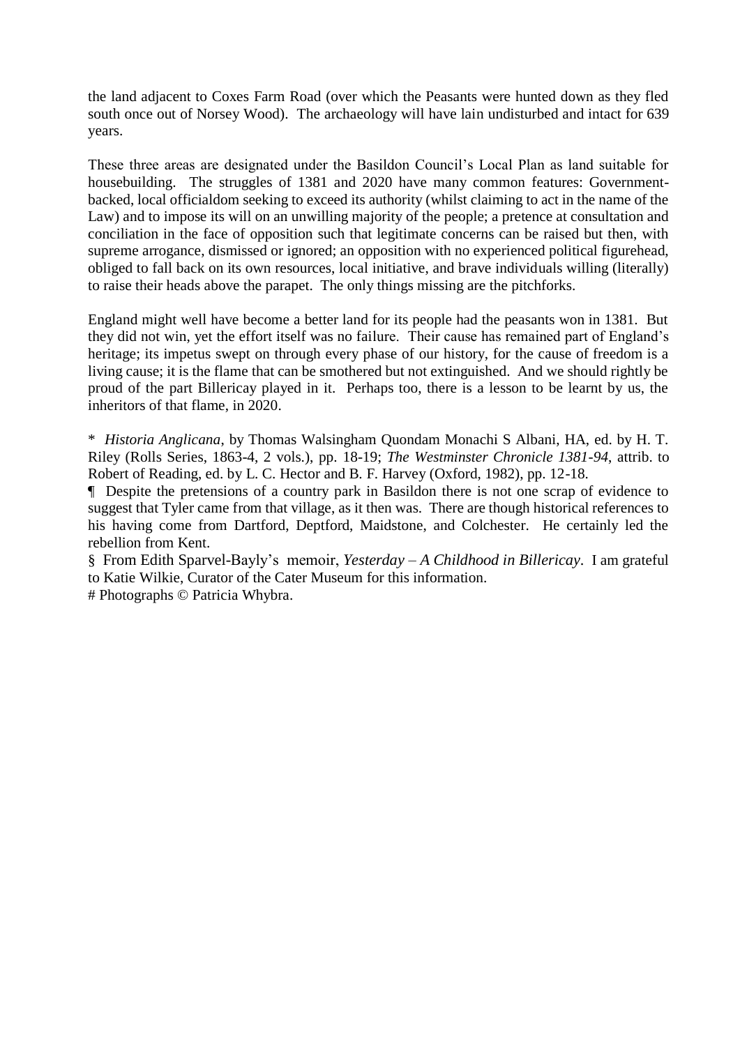the land adjacent to Coxes Farm Road (over which the Peasants were hunted down as they fled south once out of Norsey Wood). The archaeology will have lain undisturbed and intact for 639 years.

These three areas are designated under the Basildon Council's Local Plan as land suitable for housebuilding. The struggles of 1381 and 2020 have many common features: Government-backed, local officialdom seeking to exceed its authority (whilst claiming to act in the name of the Law) and to impose its will on an unwilling majority of the people; a pretence at consultation and conciliation in the face of opposition such that legitimate concerns can be raised but then, with supreme arrogance, dismissed or ignored; an opposition with no experienced political figurehead, obliged to fall back on its own resources, local initiative, and brave individuals willing (literally) to raise their heads above the parapet. The only things missing are the pitchforks.

England might well have become a better land for its people had the peasants won in 1381. But they did not win, yet the effort itself was no failure. Their cause has remained part of England's heritage; its impetus swept on through every phase of our history, for the cause of freedom is a living cause; it is the flame that can be smothered but not extinguished. And we should rightly be proud of the part Billericay played in it. Perhaps too, there is a lesson to be learnt by us, the inheritors of that flame, in 2020.

\* *Historia Anglicana*, by Thomas Walsingham Quondam Monachi S Albani, HA, ed. by H. T. Riley (Rolls Series, 1863-4, 2 vols.), pp. 18-19; *The Westminster Chronicle 1381-94*, attrib. to Robert of Reading, ed. by L. C. Hector and B. F. Harvey (Oxford, 1982), pp. 12-18.

¶ Despite the pretensions of a country park in Basildon there is not one scrap of evidence to suggest that Tyler came from that village, as it then was. There are though historical references to his having come from Dartford, Deptford, Maidstone, and Colchester. He certainly led the rebellion from Kent.

§ From Edith Sparvel-Bayly's memoir, *Yesterday – A Childhood in Billericay*. I am grateful to Katie Wilkie, Curator of the Cater Museum for this information.

\# Photographs © Patricia Whybra.